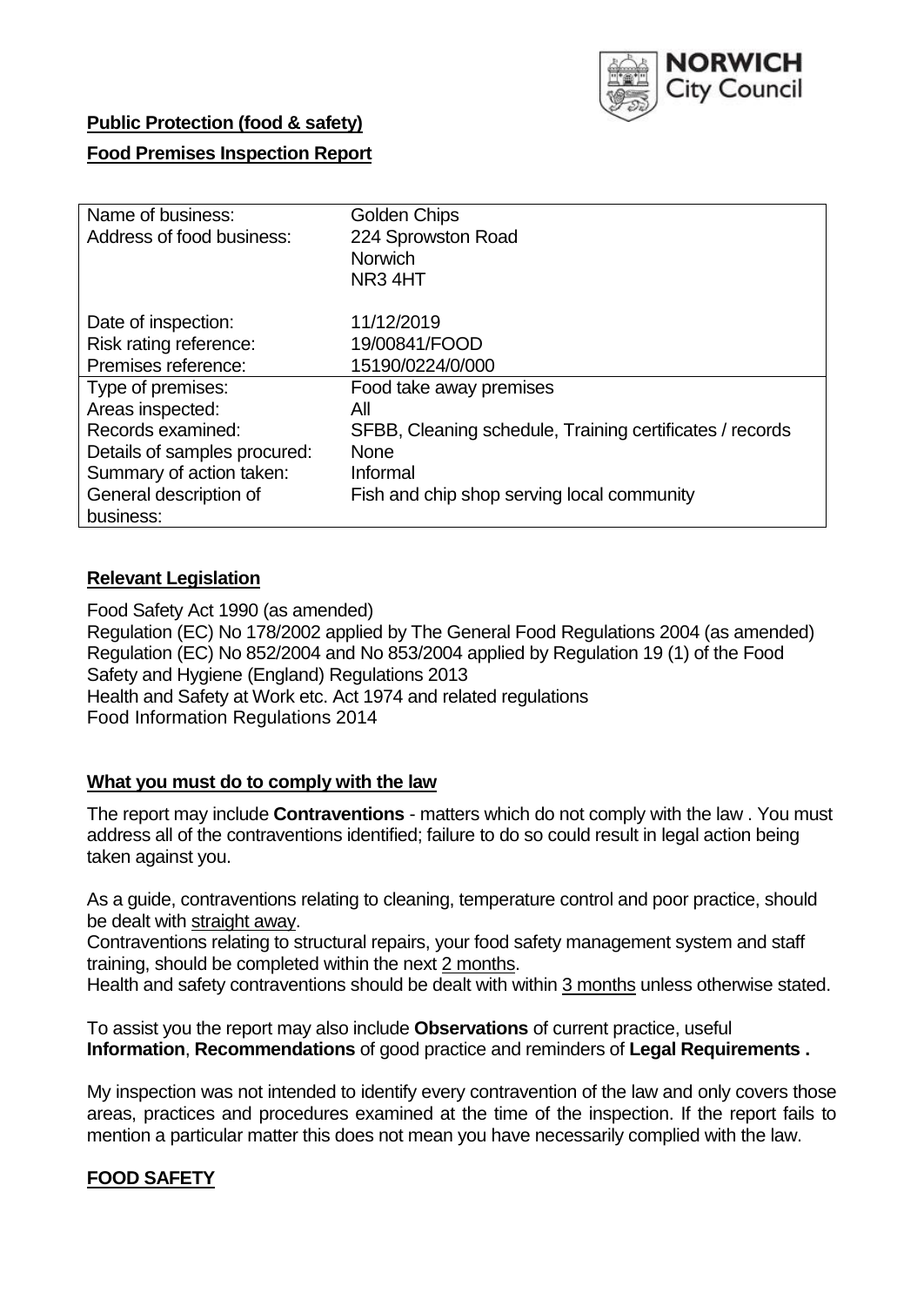NORWICH City Council

**Public Protection (food & safety)**

**Food Premises Inspection Report**

| Name of business: | Golden Chips |
|---|---|
| Address of food business: | 224 Sprowston Road<br>Norwich<br>NR3 4HT |
| Date of inspection: | 11/12/2019 |
| Risk rating reference: | 19/00841/FOOD |
| Premises reference: | 15190/0224/0/000 |
| Type of premises: | Food take away premises |
| Areas inspected: | All |
| Records examined: | SFBB, Cleaning schedule, Training certificates / records |
| Details of samples procured: | None |
| Summary of action taken: | Informal |
| General description of business: | Fish and chip shop serving local community |

## Relevant Legislation

Food Safety Act 1990 (as amended)
Regulation (EC) No 178/2002 applied by The General Food Regulations 2004 (as amended)
Regulation (EC) No 852/2004 and No 853/2004 applied by Regulation 19 (1) of the Food Safety and Hygiene (England) Regulations 2013
Health and Safety at Work etc. Act 1974 and related regulations
Food Information Regulations 2014

## What you must do to comply with the law

The report may include **Contraventions** - matters which do not comply with the law . You must address all of the contraventions identified; failure to do so could result in legal action being taken against you.

As a guide, contraventions relating to cleaning, temperature control and poor practice, should be dealt with straight away.
Contraventions relating to structural repairs, your food safety management system and staff training, should be completed within the next 2 months.
Health and safety contraventions should be dealt with within 3 months unless otherwise stated.

To assist you the report may also include **Observations** of current practice, useful **Information**, **Recommendations** of good practice and reminders of **Legal Requirements .**

My inspection was not intended to identify every contravention of the law and only covers those areas, practices and procedures examined at the time of the inspection. If the report fails to mention a particular matter this does not mean you have necessarily complied with the law.

## FOOD SAFETY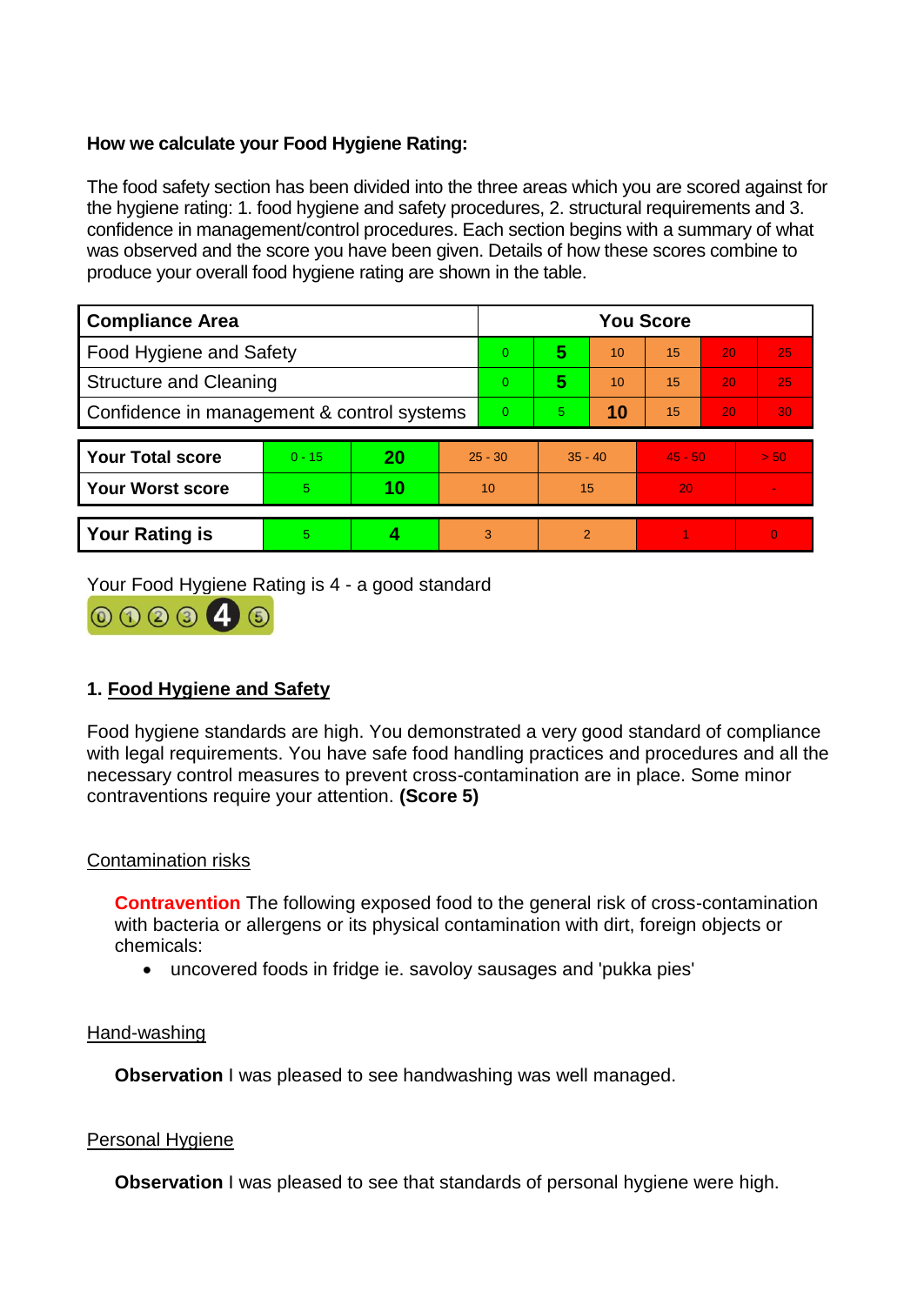**How we calculate your Food Hygiene Rating:**

The food safety section has been divided into the three areas which you are scored against for the hygiene rating: 1. food hygiene and safety procedures, 2. structural requirements and 3. confidence in management/control procedures. Each section begins with a summary of what was observed and the score you have been given. Details of how these scores combine to produce your overall food hygiene rating are shown in the table.

| Compliance Area | You Score | | | | | |
|---|---|---|---|---|---|---|
| Food Hygiene and Safety | 0 | **5** | 10 | 15 | 20 | 25 |
| Structure and Cleaning | 0 | **5** | 10 | 15 | 20 | 25 |
| Confidence in management & control systems | 0 | 5 | **10** | 15 | 20 | 30 |

| | | | | | | |
|---|---|---|---|---|---|---|
| **Your Total score** | 0 - 15 | **20** | 25 - 30 | 35 - 40 | 45 - 50 | > 50 |
| **Your Worst score** | 5 | **10** | 10 | 15 | 20 | - |

| | | | | | | |
|---|---|---|---|---|---|---|
| **Your Rating is** | 5 | **4** | 3 | 2 | 1 | 0 |

Your Food Hygiene Rating is 4 - a good standard

## 1. Food Hygiene and Safety

Food hygiene standards are high. You demonstrated a very good standard of compliance with legal requirements. You have safe food handling practices and procedures and all the necessary control measures to prevent cross-contamination are in place. Some minor contraventions require your attention. **(Score 5)**

### Contamination risks

**Contravention** The following exposed food to the general risk of cross-contamination with bacteria or allergens or its physical contamination with dirt, foreign objects or chemicals:

- uncovered foods in fridge ie. savoloy sausages and 'pukka pies'

### Hand-washing

**Observation** I was pleased to see handwashing was well managed.

### Personal Hygiene

**Observation** I was pleased to see that standards of personal hygiene were high.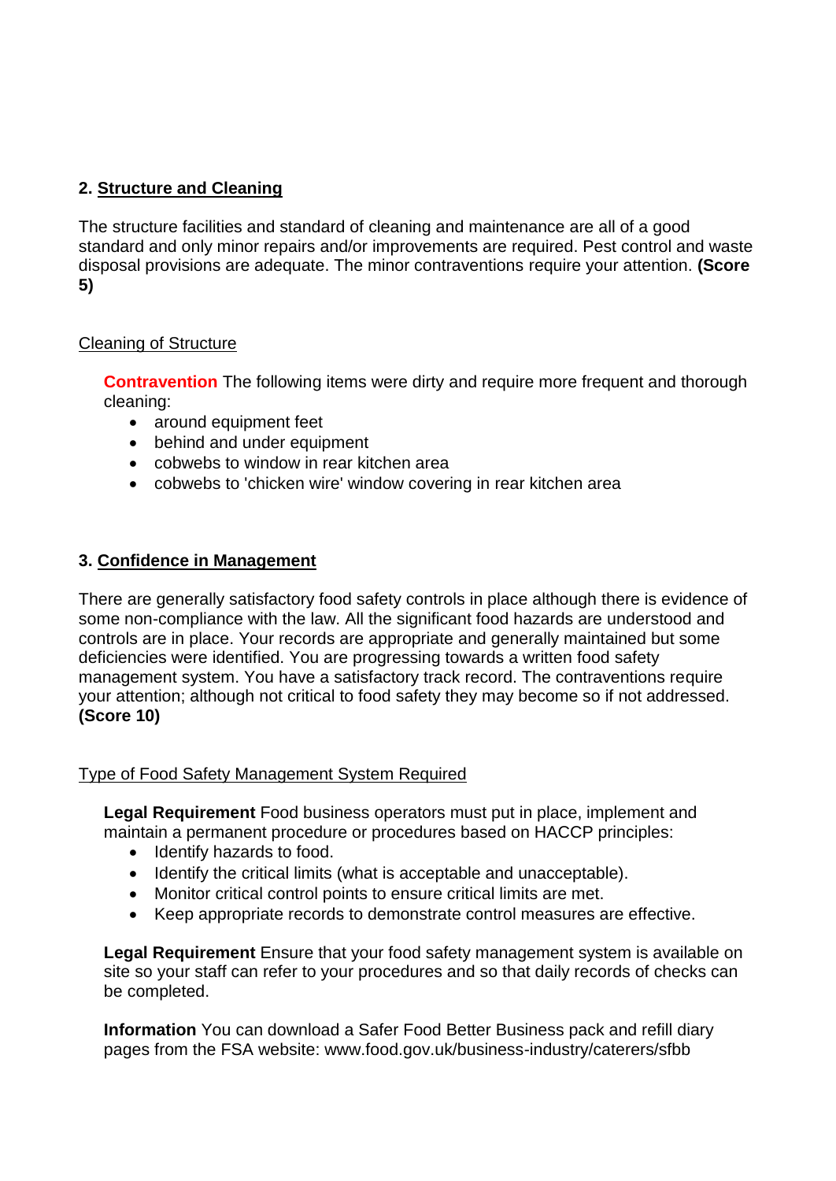## 2. Structure and Cleaning

The structure facilities and standard of cleaning and maintenance are all of a good standard and only minor repairs and/or improvements are required. Pest control and waste disposal provisions are adequate. The minor contraventions require your attention. **(Score 5)**

Cleaning of Structure

**Contravention** The following items were dirty and require more frequent and thorough cleaning:

- around equipment feet
- behind and under equipment
- cobwebs to window in rear kitchen area
- cobwebs to 'chicken wire' window covering in rear kitchen area

## 3. Confidence in Management

There are generally satisfactory food safety controls in place although there is evidence of some non-compliance with the law. All the significant food hazards are understood and controls are in place. Your records are appropriate and generally maintained but some deficiencies were identified. You are progressing towards a written food safety management system. You have a satisfactory track record. The contraventions require your attention; although not critical to food safety they may become so if not addressed. **(Score 10)**

Type of Food Safety Management System Required

**Legal Requirement** Food business operators must put in place, implement and maintain a permanent procedure or procedures based on HACCP principles:

- Identify hazards to food.
- Identify the critical limits (what is acceptable and unacceptable).
- Monitor critical control points to ensure critical limits are met.
- Keep appropriate records to demonstrate control measures are effective.

**Legal Requirement** Ensure that your food safety management system is available on site so your staff can refer to your procedures and so that daily records of checks can be completed.

**Information** You can download a Safer Food Better Business pack and refill diary pages from the FSA website: www.food.gov.uk/business-industry/caterers/sfbb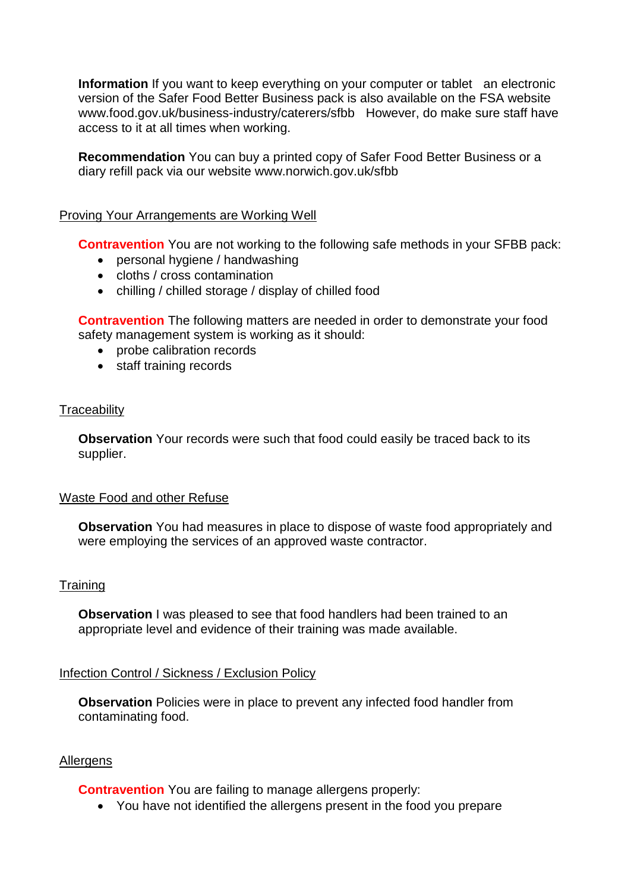**Information** If you want to keep everything on your computer or tablet an electronic version of the Safer Food Better Business pack is also available on the FSA website www.food.gov.uk/business-industry/caterers/sfbb However, do make sure staff have access to it at all times when working.

**Recommendation** You can buy a printed copy of Safer Food Better Business or a diary refill pack via our website www.norwich.gov.uk/sfbb

Proving Your Arrangements are Working Well

**Contravention** You are not working to the following safe methods in your SFBB pack:

- personal hygiene / handwashing
- cloths / cross contamination
- chilling / chilled storage / display of chilled food

**Contravention** The following matters are needed in order to demonstrate your food safety management system is working as it should:

- probe calibration records
- staff training records

Traceability

**Observation** Your records were such that food could easily be traced back to its supplier.

Waste Food and other Refuse

**Observation** You had measures in place to dispose of waste food appropriately and were employing the services of an approved waste contractor.

Training

**Observation** I was pleased to see that food handlers had been trained to an appropriate level and evidence of their training was made available.

Infection Control / Sickness / Exclusion Policy

**Observation** Policies were in place to prevent any infected food handler from contaminating food.

Allergens

**Contravention** You are failing to manage allergens properly:

- You have not identified the allergens present in the food you prepare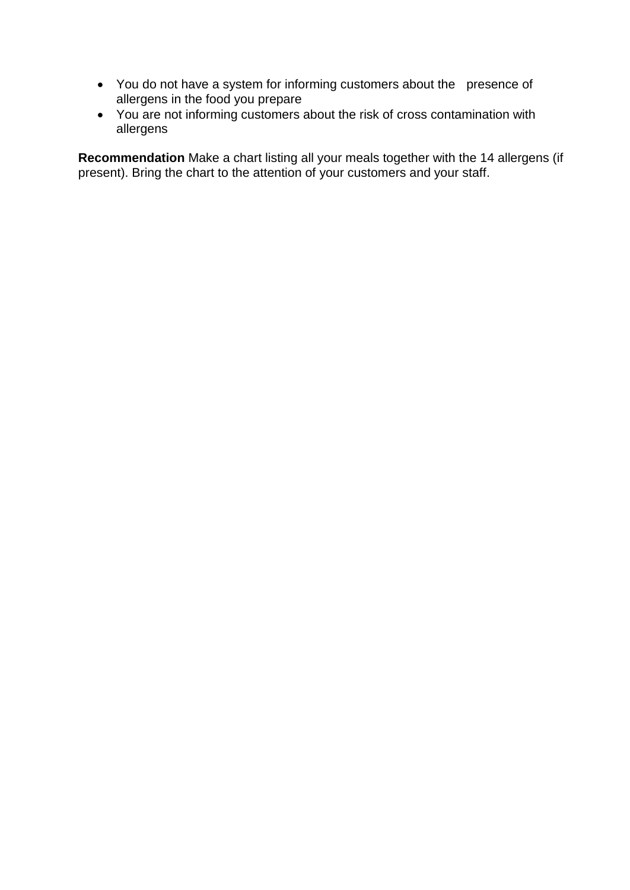- You do not have a system for informing customers about the presence of allergens in the food you prepare
- You are not informing customers about the risk of cross contamination with allergens

**Recommendation** Make a chart listing all your meals together with the 14 allergens (if present). Bring the chart to the attention of your customers and your staff.